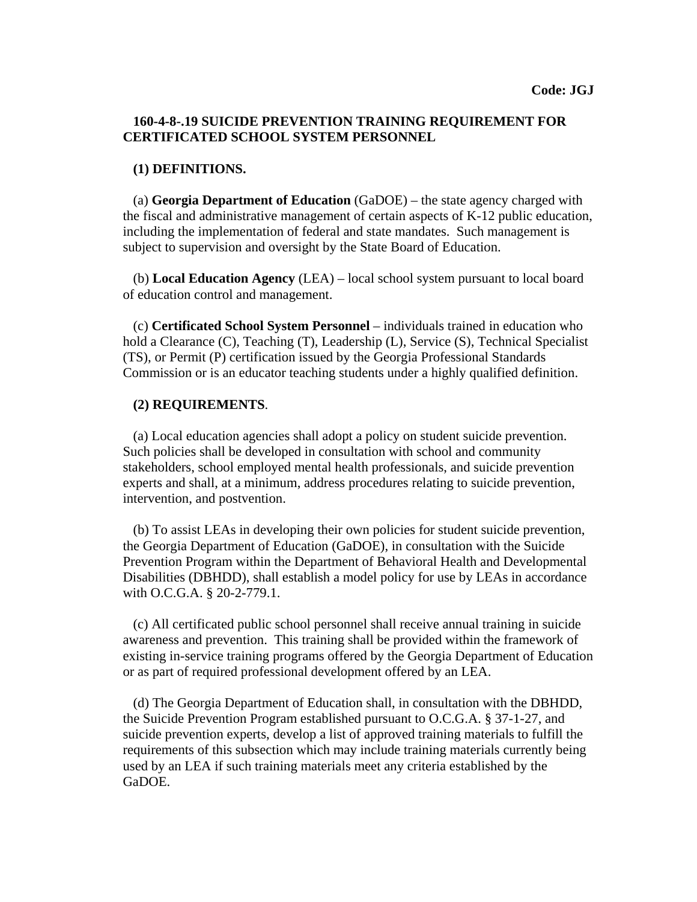**Code: JGJ**

## 160-4-8-.19 SUICIDE PREVENTION TRAINING REQUIREMENT FOR CERTIFICATED SCHOOL SYSTEM PERSONNEL

**(1) DEFINITIONS.**

(a) **Georgia Department of Education** (GaDOE) – the state agency charged with the fiscal and administrative management of certain aspects of K-12 public education, including the implementation of federal and state mandates. Such management is subject to supervision and oversight by the State Board of Education.

(b) **Local Education Agency** (LEA) – local school system pursuant to local board of education control and management.

(c) **Certificated School System Personnel** – individuals trained in education who hold a Clearance (C), Teaching (T), Leadership (L), Service (S), Technical Specialist (TS), or Permit (P) certification issued by the Georgia Professional Standards Commission or is an educator teaching students under a highly qualified definition.

**(2) REQUIREMENTS**.

(a) Local education agencies shall adopt a policy on student suicide prevention. Such policies shall be developed in consultation with school and community stakeholders, school employed mental health professionals, and suicide prevention experts and shall, at a minimum, address procedures relating to suicide prevention, intervention, and postvention.

(b) To assist LEAs in developing their own policies for student suicide prevention, the Georgia Department of Education (GaDOE), in consultation with the Suicide Prevention Program within the Department of Behavioral Health and Developmental Disabilities (DBHDD), shall establish a model policy for use by LEAs in accordance with O.C.G.A. § 20-2-779.1.

(c) All certificated public school personnel shall receive annual training in suicide awareness and prevention. This training shall be provided within the framework of existing in-service training programs offered by the Georgia Department of Education or as part of required professional development offered by an LEA.

(d) The Georgia Department of Education shall, in consultation with the DBHDD, the Suicide Prevention Program established pursuant to O.C.G.A. § 37-1-27, and suicide prevention experts, develop a list of approved training materials to fulfill the requirements of this subsection which may include training materials currently being used by an LEA if such training materials meet any criteria established by the GaDOE.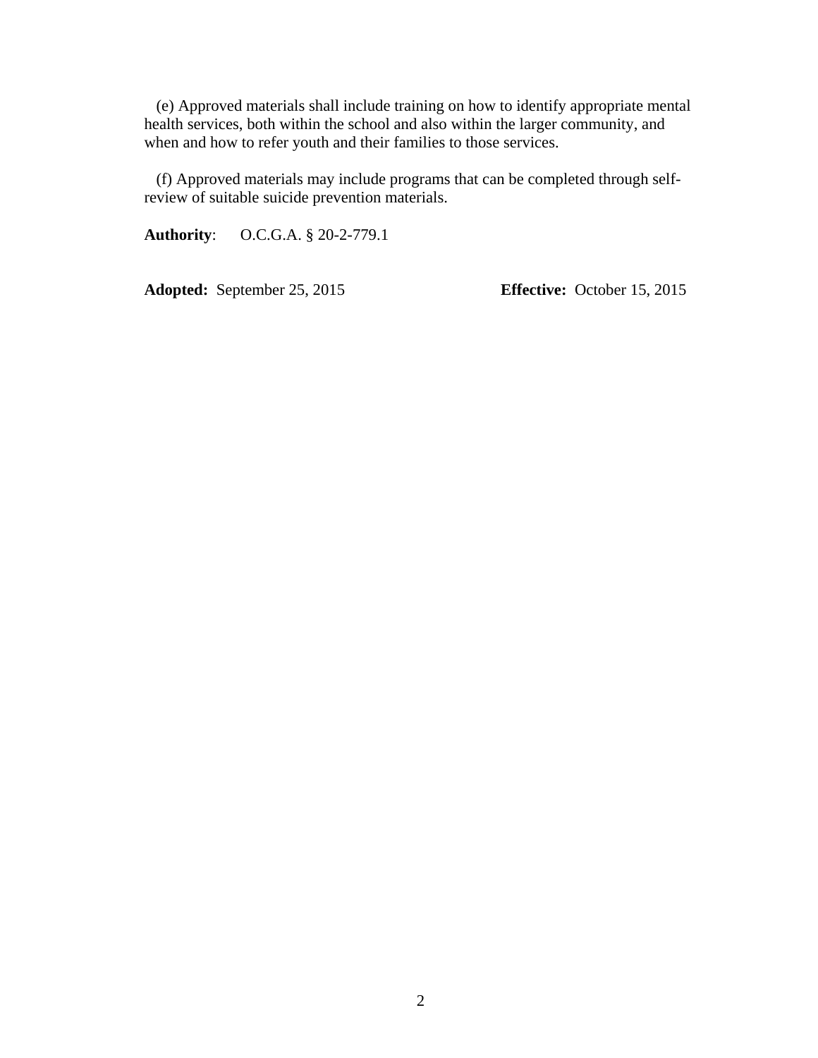(e) Approved materials shall include training on how to identify appropriate mental health services, both within the school and also within the larger community, and when and how to refer youth and their families to those services.

(f) Approved materials may include programs that can be completed through self-review of suitable suicide prevention materials.

**Authority**: O.C.G.A. § 20-2-779.1

**Adopted:** September 25, 2015 **Effective:** October 15, 2015